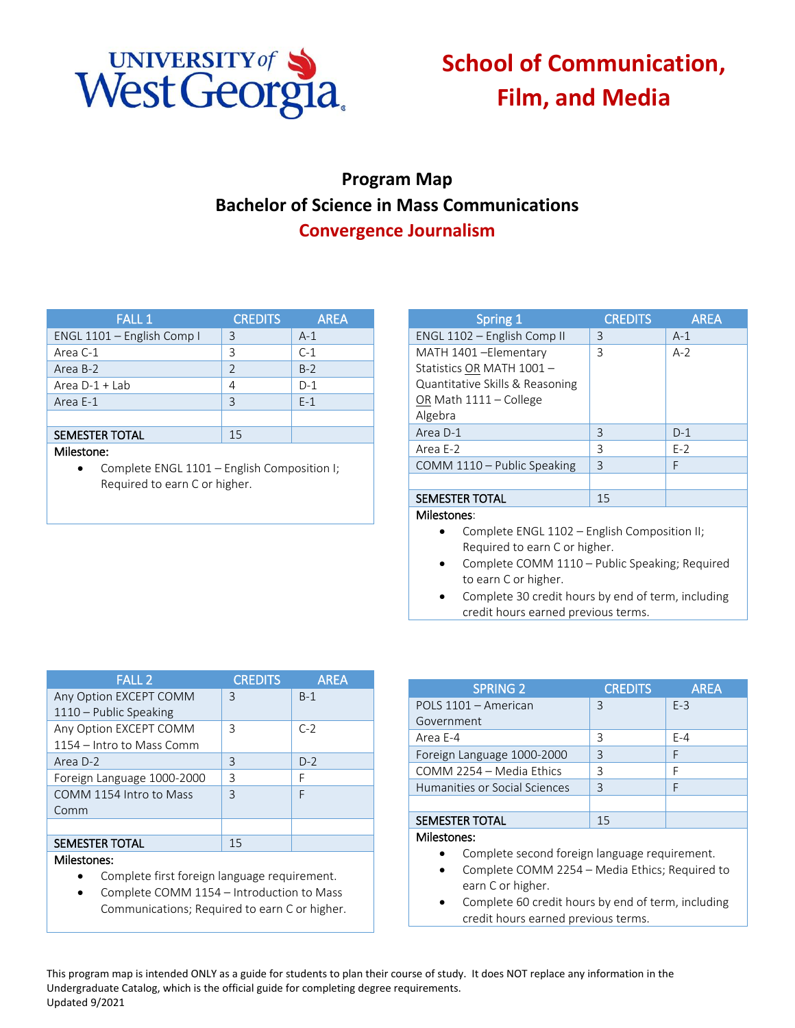# School of Communication, Film, and Media

## Program Map
## Bachelor of Science in Mass Communications
## Convergence Journalism

| FALL 1 | CREDITS | AREA |
|---|---|---|
| ENGL 1101 – English Comp I | 3 | A-1 |
| Area C-1 | 3 | C-1 |
| Area B-2 | 2 | B-2 |
| Area D-1 + Lab | 4 | D-1 |
| Area E-1 | 3 | E-1 |
| | | |
| SEMESTER TOTAL | 15 | |

Milestone:

- Complete ENGL 1101 – English Composition I; Required to earn C or higher.

| Spring 1 | CREDITS | AREA |
|---|---|---|
| ENGL 1102 – English Comp II | 3 | A-1 |
| MATH 1401 –Elementary Statistics OR MATH 1001 – Quantitative Skills & Reasoning OR Math 1111 – College Algebra | 3 | A-2 |
| Area D-1 | 3 | D-1 |
| Area E-2 | 3 | E-2 |
| COMM 1110 – Public Speaking | 3 | F |
| | | |
| SEMESTER TOTAL | 15 | |

Milestones:

- Complete ENGL 1102 – English Composition II; Required to earn C or higher.
- Complete COMM 1110 – Public Speaking; Required to earn C or higher.
- Complete 30 credit hours by end of term, including credit hours earned previous terms.

| FALL 2 | CREDITS | AREA |
|---|---|---|
| Any Option EXCEPT COMM 1110 – Public Speaking | 3 | B-1 |
| Any Option EXCEPT COMM 1154 – Intro to Mass Comm | 3 | C-2 |
| Area D-2 | 3 | D-2 |
| Foreign Language 1000-2000 | 3 | F |
| COMM 1154 Intro to Mass Comm | 3 | F |
| | | |
| SEMESTER TOTAL | 15 | |

Milestones:

- Complete first foreign language requirement.
- Complete COMM 1154 – Introduction to Mass Communications; Required to earn C or higher.

| SPRING 2 | CREDITS | AREA |
|---|---|---|
| POLS 1101 – American Government | 3 | E-3 |
| Area E-4 | 3 | E-4 |
| Foreign Language 1000-2000 | 3 | F |
| COMM 2254 – Media Ethics | 3 | F |
| Humanities or Social Sciences | 3 | F |
| | | |
| SEMESTER TOTAL | 15 | |

Milestones:

- Complete second foreign language requirement.
- Complete COMM 2254 – Media Ethics; Required to earn C or higher.
- Complete 60 credit hours by end of term, including credit hours earned previous terms.

This program map is intended ONLY as a guide for students to plan their course of study. It does NOT replace any information in the Undergraduate Catalog, which is the official guide for completing degree requirements.
Updated 9/2021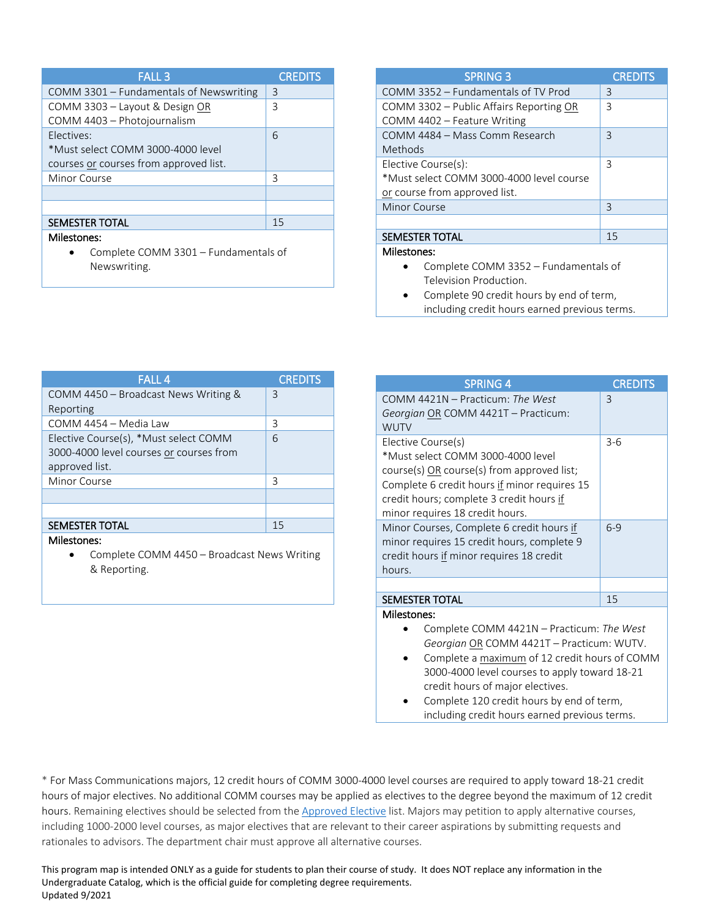| FALL 3 | CREDITS |
|---|---|
| COMM 3301 – Fundamentals of Newswriting | 3 |
| COMM 3303 – Layout & Design OR COMM 4403 – Photojournalism | 3 |
| Electives: *Must select COMM 3000-4000 level courses or courses from approved list. | 6 |
| Minor Course | 3 |
| | |
| | |
| SEMESTER TOTAL | 15 |

Milestones:

- Complete COMM 3301 – Fundamentals of Newswriting.

| SPRING 3 | CREDITS |
|---|---|
| COMM 3352 – Fundamentals of TV Prod | 3 |
| COMM 3302 – Public Affairs Reporting OR COMM 4402 – Feature Writing | 3 |
| COMM 4484 – Mass Comm Research Methods | 3 |
| Elective Course(s): *Must select COMM 3000-4000 level course or course from approved list. | 3 |
| Minor Course | 3 |
| | |
| SEMESTER TOTAL | 15 |

Milestones:

- Complete COMM 3352 – Fundamentals of Television Production.
- Complete 90 credit hours by end of term, including credit hours earned previous terms.

| FALL 4 | CREDITS |
|---|---|
| COMM 4450 – Broadcast News Writing & Reporting | 3 |
| COMM 4454 – Media Law | 3 |
| Elective Course(s), *Must select COMM 3000-4000 level courses or courses from approved list. | 6 |
| Minor Course | 3 |
| | |
| | |
| SEMESTER TOTAL | 15 |

Milestones:

- Complete COMM 4450 – Broadcast News Writing & Reporting.

| SPRING 4 | CREDITS |
|---|---|
| COMM 4421N – Practicum: *The West Georgian* OR COMM 4421T – Practicum: WUTV | 3 |
| Elective Course(s) *Must select COMM 3000-4000 level course(s) OR course(s) from approved list; Complete 6 credit hours if minor requires 15 credit hours; complete 3 credit hours if minor requires 18 credit hours. | 3-6 |
| Minor Courses, Complete 6 credit hours if minor requires 15 credit hours, complete 9 credit hours if minor requires 18 credit hours. | 6-9 |
| | |
| SEMESTER TOTAL | 15 |

Milestones:

- Complete COMM 4421N – Practicum: *The West Georgian* OR COMM 4421T – Practicum: WUTV.
- Complete a maximum of 12 credit hours of COMM 3000-4000 level courses to apply toward 18-21 credit hours of major electives.
- Complete 120 credit hours by end of term, including credit hours earned previous terms.

* For Mass Communications majors, 12 credit hours of COMM 3000-4000 level courses are required to apply toward 18-21 credit hours of major electives. No additional COMM courses may be applied as electives to the degree beyond the maximum of 12 credit hours. Remaining electives should be selected from the Approved Elective list. Majors may petition to apply alternative courses, including 1000-2000 level courses, as major electives that are relevant to their career aspirations by submitting requests and rationales to advisors. The department chair must approve all alternative courses.

This program map is intended ONLY as a guide for students to plan their course of study. It does NOT replace any information in the Undergraduate Catalog, which is the official guide for completing degree requirements.
Updated 9/2021